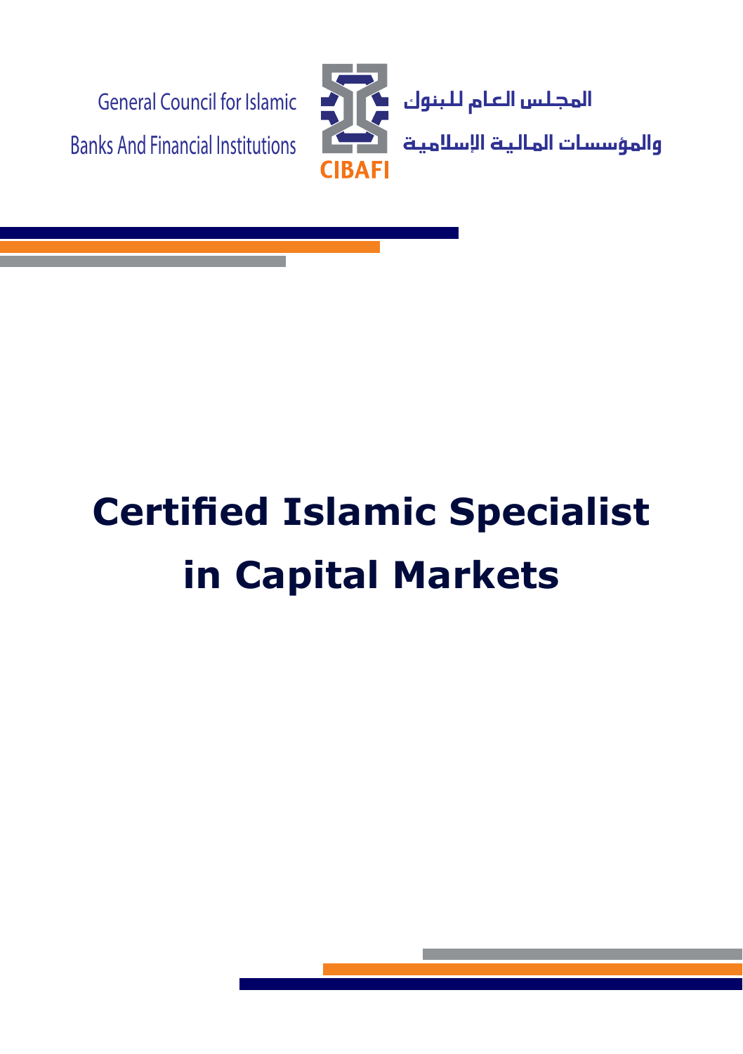General Council for Islamic Banks And Financial Institutions

المجلس العام للبنوك والمؤسسات المالية الإسلامية

CIBAFI

# Certified Islamic Specialist in Capital Markets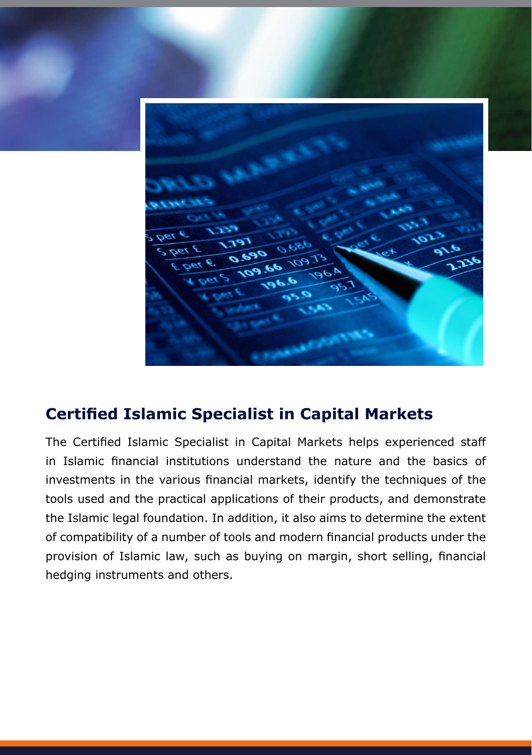## Certified Islamic Specialist in Capital Markets

The Certified Islamic Specialist in Capital Markets helps experienced staff in Islamic financial institutions understand the nature and the basics of investments in the various financial markets, identify the techniques of the tools used and the practical applications of their products, and demonstrate the Islamic legal foundation. In addition, it also aims to determine the extent of compatibility of a number of tools and modern financial products under the provision of Islamic law, such as buying on margin, short selling, financial hedging instruments and others.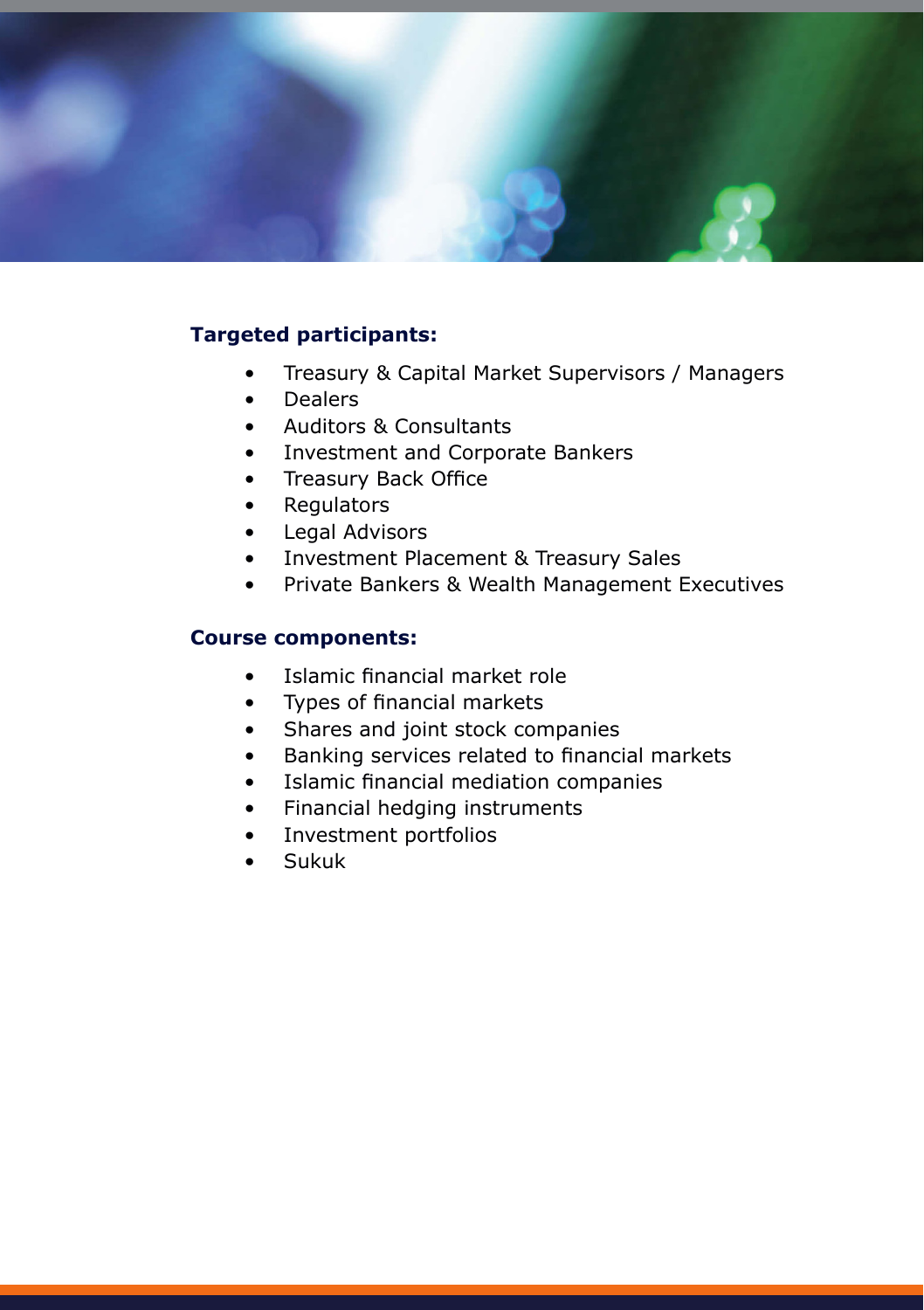**Targeted participants:**

- Treasury & Capital Market Supervisors / Managers
- Dealers
- Auditors & Consultants
- Investment and Corporate Bankers
- Treasury Back Office
- Regulators
- Legal Advisors
- Investment Placement & Treasury Sales
- Private Bankers & Wealth Management Executives

**Course components:**

- Islamic financial market role
- Types of financial markets
- Shares and joint stock companies
- Banking services related to financial markets
- Islamic financial mediation companies
- Financial hedging instruments
- Investment portfolios
- Sukuk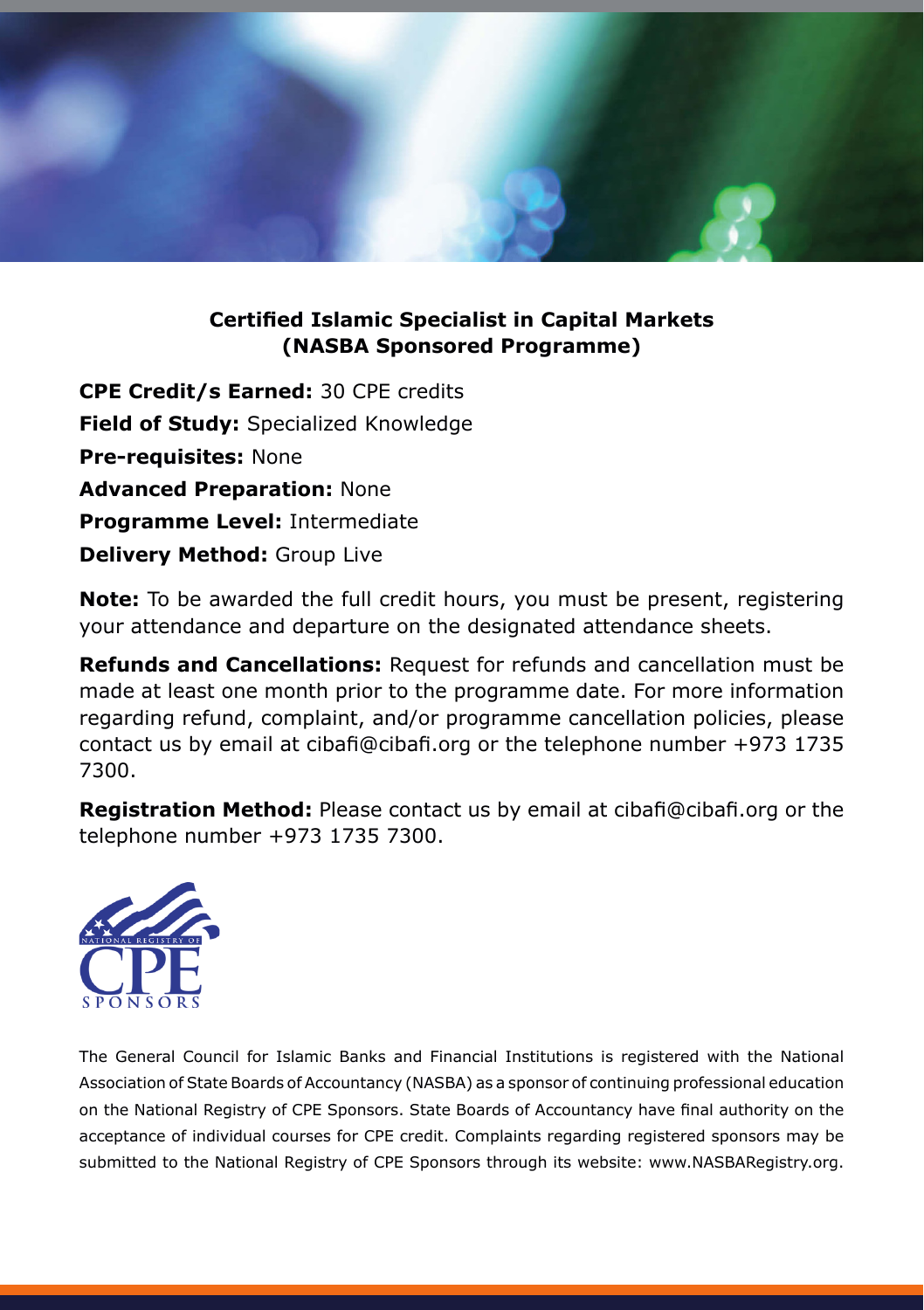**Certified Islamic Specialist in Capital Markets**
**(NASBA Sponsored Programme)**

**CPE Credit/s Earned:** 30 CPE credits

**Field of Study:** Specialized Knowledge

**Pre-requisites:** None

**Advanced Preparation:** None

**Programme Level:** Intermediate

**Delivery Method:** Group Live

**Note:** To be awarded the full credit hours, you must be present, registering your attendance and departure on the designated attendance sheets.

**Refunds and Cancellations:** Request for refunds and cancellation must be made at least one month prior to the programme date. For more information regarding refund, complaint, and/or programme cancellation policies, please contact us by email at cibafi@cibafi.org or the telephone number +973 1735 7300.

**Registration Method:** Please contact us by email at cibafi@cibafi.org or the telephone number +973 1735 7300.

NATIONAL REGISTRY OF CPE SPONSORS

The General Council for Islamic Banks and Financial Institutions is registered with the National Association of State Boards of Accountancy (NASBA) as a sponsor of continuing professional education on the National Registry of CPE Sponsors. State Boards of Accountancy have final authority on the acceptance of individual courses for CPE credit. Complaints regarding registered sponsors may be submitted to the National Registry of CPE Sponsors through its website: www.NASBARegistry.org.